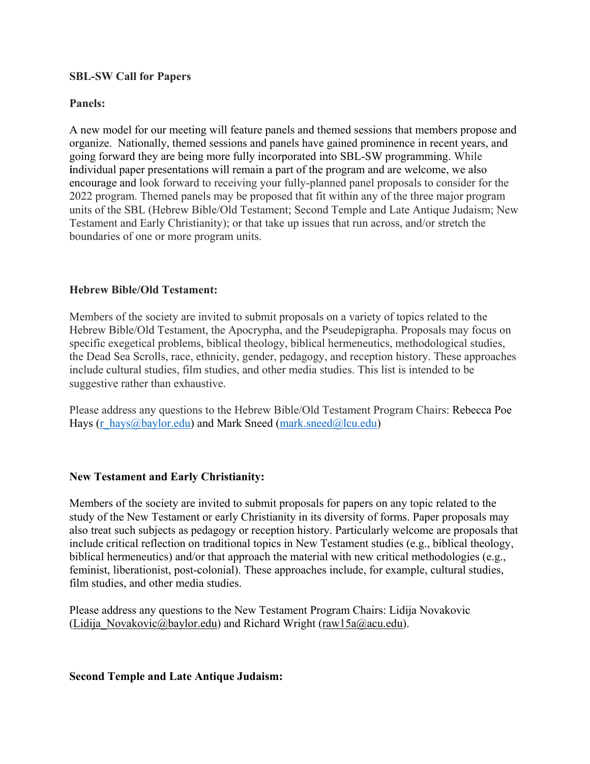**SBL-SW Call for Papers**

**Panels:**

A new model for our meeting will feature panels and themed sessions that members propose and organize. Nationally, themed sessions and panels have gained prominence in recent years, and going forward they are being more fully incorporated into SBL-SW programming. While individual paper presentations will remain a part of the program and are welcome, we also encourage and look forward to receiving your fully-planned panel proposals to consider for the 2022 program. Themed panels may be proposed that fit within any of the three major program units of the SBL (Hebrew Bible/Old Testament; Second Temple and Late Antique Judaism; New Testament and Early Christianity); or that take up issues that run across, and/or stretch the boundaries of one or more program units.

**Hebrew Bible/Old Testament:**

Members of the society are invited to submit proposals on a variety of topics related to the Hebrew Bible/Old Testament, the Apocrypha, and the Pseudepigrapha. Proposals may focus on specific exegetical problems, biblical theology, biblical hermeneutics, methodological studies, the Dead Sea Scrolls, race, ethnicity, gender, pedagogy, and reception history. These approaches include cultural studies, film studies, and other media studies. This list is intended to be suggestive rather than exhaustive.

Please address any questions to the Hebrew Bible/Old Testament Program Chairs: Rebecca Poe Hays (r_hays@baylor.edu) and Mark Sneed (mark.sneed@lcu.edu)

**New Testament and Early Christianity:**

Members of the society are invited to submit proposals for papers on any topic related to the study of the New Testament or early Christianity in its diversity of forms. Paper proposals may also treat such subjects as pedagogy or reception history. Particularly welcome are proposals that include critical reflection on traditional topics in New Testament studies (e.g., biblical theology, biblical hermeneutics) and/or that approach the material with new critical methodologies (e.g., feminist, liberationist, post-colonial). These approaches include, for example, cultural studies, film studies, and other media studies.

Please address any questions to the New Testament Program Chairs: Lidija Novakovic (Lidija_Novakovic@baylor.edu) and Richard Wright (raw15a@acu.edu).

**Second Temple and Late Antique Judaism:**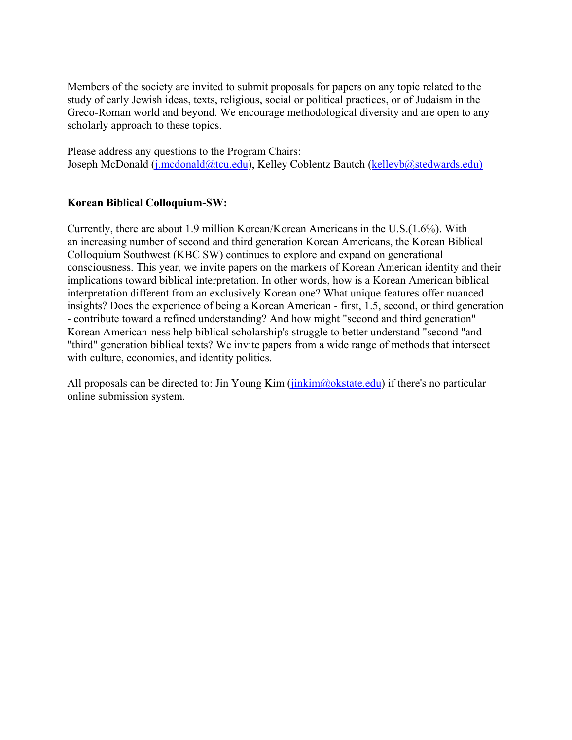Members of the society are invited to submit proposals for papers on any topic related to the study of early Jewish ideas, texts, religious, social or political practices, or of Judaism in the Greco-Roman world and beyond. We encourage methodological diversity and are open to any scholarly approach to these topics.

Please address any questions to the Program Chairs:
Joseph McDonald (j.mcdonald@tcu.edu), Kelley Coblentz Bautch (kelleyb@stedwards.edu)

**Korean Biblical Colloquium-SW:**

Currently, there are about 1.9 million Korean/Korean Americans in the U.S.(1.6%). With an increasing number of second and third generation Korean Americans, the Korean Biblical Colloquium Southwest (KBC SW) continues to explore and expand on generational consciousness. This year, we invite papers on the markers of Korean American identity and their implications toward biblical interpretation. In other words, how is a Korean American biblical interpretation different from an exclusively Korean one? What unique features offer nuanced insights? Does the experience of being a Korean American - first, 1.5, second, or third generation - contribute toward a refined understanding? And how might "second and third generation" Korean American-ness help biblical scholarship's struggle to better understand "second "and "third" generation biblical texts? We invite papers from a wide range of methods that intersect with culture, economics, and identity politics.

All proposals can be directed to: Jin Young Kim (jinkim@okstate.edu) if there's no particular online submission system.